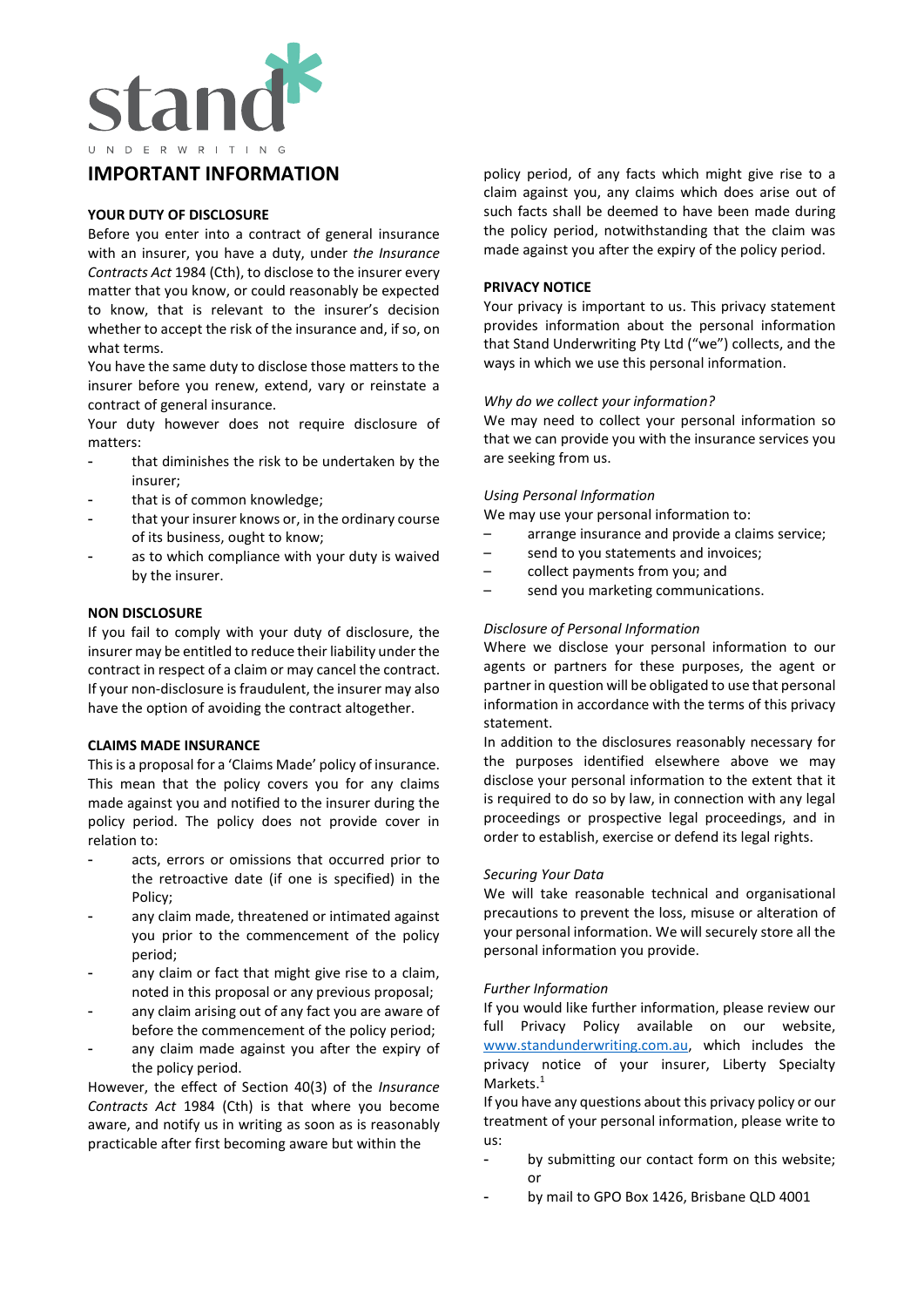stand
UNDERWRITING

# IMPORTANT INFORMATION

## YOUR DUTY OF DISCLOSURE

Before you enter into a contract of general insurance with an insurer, you have a duty, under *the Insurance Contracts Act* 1984 (Cth), to disclose to the insurer every matter that you know, or could reasonably be expected to know, that is relevant to the insurer's decision whether to accept the risk of the insurance and, if so, on what terms.

You have the same duty to disclose those matters to the insurer before you renew, extend, vary or reinstate a contract of general insurance.

Your duty however does not require disclosure of matters:

- that diminishes the risk to be undertaken by the insurer;
- that is of common knowledge;
- that your insurer knows or, in the ordinary course of its business, ought to know;
- as to which compliance with your duty is waived by the insurer.

## NON DISCLOSURE

If you fail to comply with your duty of disclosure, the insurer may be entitled to reduce their liability under the contract in respect of a claim or may cancel the contract. If your non-disclosure is fraudulent, the insurer may also have the option of avoiding the contract altogether.

## CLAIMS MADE INSURANCE

This is a proposal for a 'Claims Made' policy of insurance. This mean that the policy covers you for any claims made against you and notified to the insurer during the policy period. The policy does not provide cover in relation to:

- acts, errors or omissions that occurred prior to the retroactive date (if one is specified) in the Policy;
- any claim made, threatened or intimated against you prior to the commencement of the policy period;
- any claim or fact that might give rise to a claim, noted in this proposal or any previous proposal;
- any claim arising out of any fact you are aware of before the commencement of the policy period;
- any claim made against you after the expiry of the policy period.

However, the effect of Section 40(3) of the *Insurance Contracts Act* 1984 (Cth) is that where you become aware, and notify us in writing as soon as is reasonably practicable after first becoming aware but within the policy period, of any facts which might give rise to a claim against you, any claims which does arise out of such facts shall be deemed to have been made during the policy period, notwithstanding that the claim was made against you after the expiry of the policy period.

## PRIVACY NOTICE

Your privacy is important to us. This privacy statement provides information about the personal information that Stand Underwriting Pty Ltd ("we") collects, and the ways in which we use this personal information.

*Why do we collect your information?*

We may need to collect your personal information so that we can provide you with the insurance services you are seeking from us.

*Using Personal Information*

We may use your personal information to:

- arrange insurance and provide a claims service;
- send to you statements and invoices;
- collect payments from you; and
- send you marketing communications.

*Disclosure of Personal Information*

Where we disclose your personal information to our agents or partners for these purposes, the agent or partner in question will be obligated to use that personal information in accordance with the terms of this privacy statement.

In addition to the disclosures reasonably necessary for the purposes identified elsewhere above we may disclose your personal information to the extent that it is required to do so by law, in connection with any legal proceedings or prospective legal proceedings, and in order to establish, exercise or defend its legal rights.

*Securing Your Data*

We will take reasonable technical and organisational precautions to prevent the loss, misuse or alteration of your personal information. We will securely store all the personal information you provide.

*Further Information*

If you would like further information, please review our full Privacy Policy available on our website, www.standunderwriting.com.au, which includes the privacy notice of your insurer, Liberty Specialty Markets.[1]

If you have any questions about this privacy policy or our treatment of your personal information, please write to us:

- by submitting our contact form on this website; or
- by mail to GPO Box 1426, Brisbane QLD 4001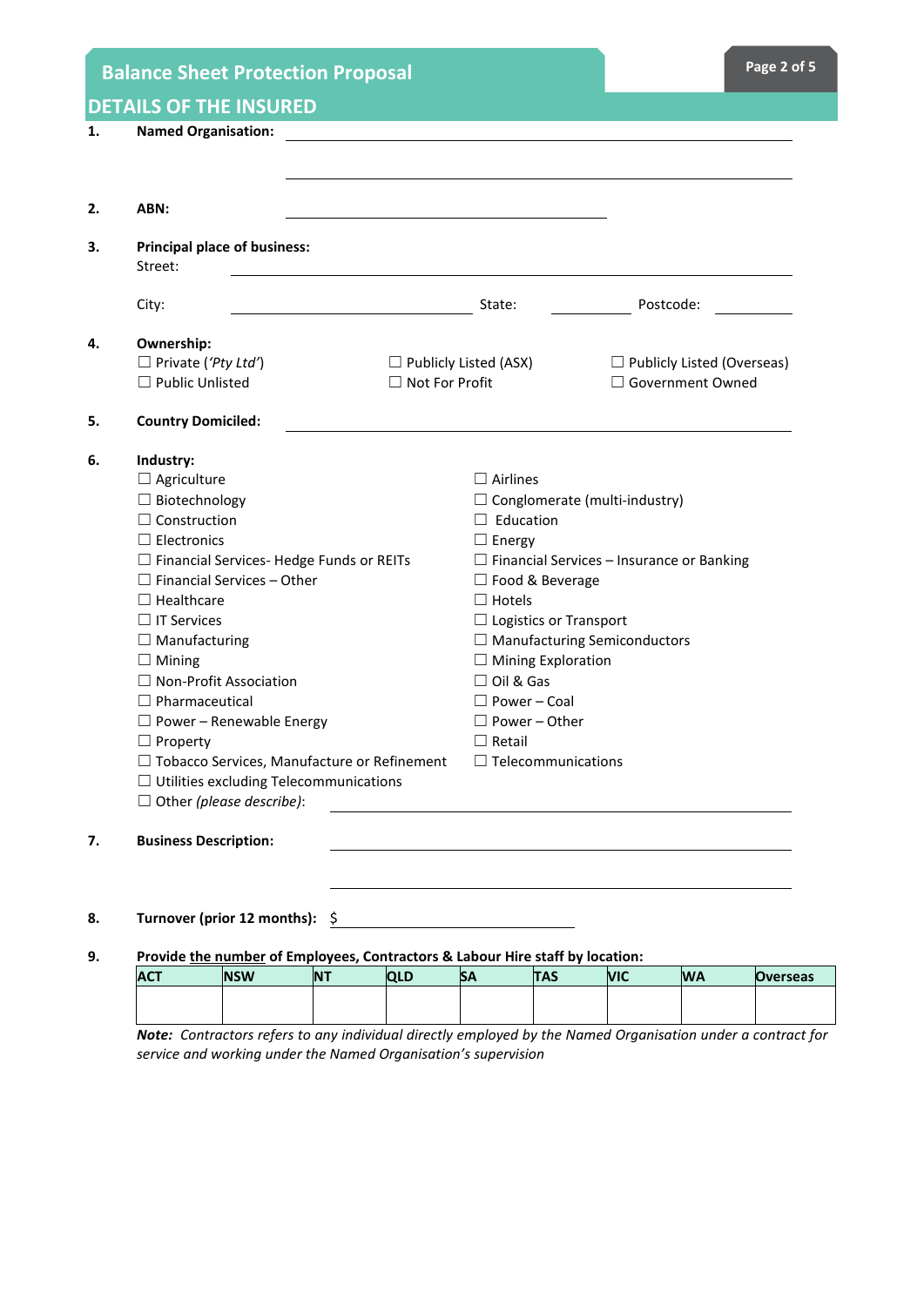# Balance Sheet Protection Proposal

## DETAILS OF THE INSURED

1. **Named Organisation:** ______________________________

   ______________________________

2. **ABN:** ______________________________

3. **Principal place of business:**
   Street: ______________________________

   City: ______________ State: ________ Postcode: ________

4. **Ownership:**
   ☐ Private (*'Pty Ltd'*) ☐ Publicly Listed (ASX) ☐ Publicly Listed (Overseas)
   ☐ Public Unlisted ☐ Not For Profit ☐ Government Owned

5. **Country Domiciled:** ______________________________

6. **Industry:**
   ☐ Agriculture
   ☐ Biotechnology
   ☐ Construction
   ☐ Electronics
   ☐ Financial Services- Hedge Funds or REITs
   ☐ Financial Services – Other
   ☐ Healthcare
   ☐ IT Services
   ☐ Manufacturing
   ☐ Mining
   ☐ Non-Profit Association
   ☐ Pharmaceutical
   ☐ Power – Renewable Energy
   ☐ Property
   ☐ Tobacco Services, Manufacture or Refinement
   ☐ Utilities excluding Telecommunications
   ☐ Airlines
   ☐ Conglomerate (multi-industry)
   ☐ Education
   ☐ Energy
   ☐ Financial Services – Insurance or Banking
   ☐ Food & Beverage
   ☐ Hotels
   ☐ Logistics or Transport
   ☐ Manufacturing Semiconductors
   ☐ Mining Exploration
   ☐ Oil & Gas
   ☐ Power – Coal
   ☐ Power – Other
   ☐ Retail
   ☐ Telecommunications
   ☐ Other *(please describe)*: ______________________________

7. **Business Description:** ______________________________

   ______________________________

8. **Turnover (prior 12 months):** $ ______________________________

9. **Provide the number of Employees, Contractors & Labour Hire staff by location:**

| ACT | NSW | NT | QLD | SA | TAS | VIC | WA | Overseas |
|---|---|---|---|---|---|---|---|---|
| | | | | | | | | |

***Note:*** *Contractors refers to any individual directly employed by the Named Organisation under a contract for service and working under the Named Organisation's supervision*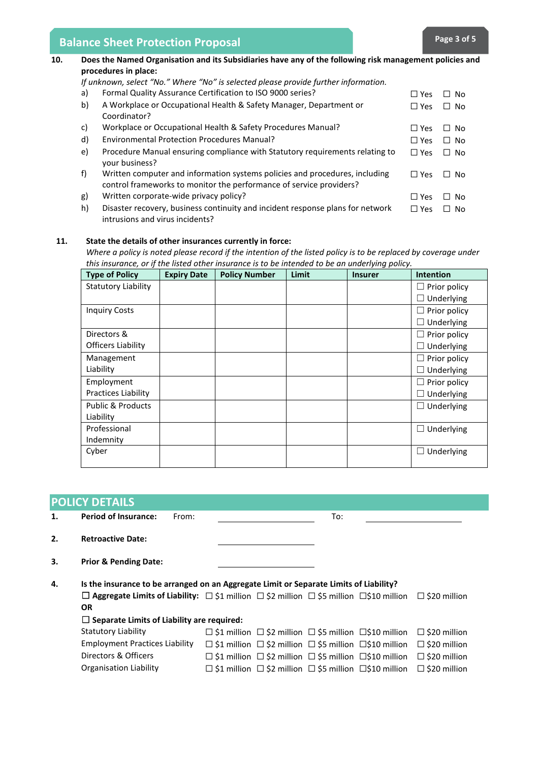**10. Does the Named Organisation and its Subsidiaries have any of the following risk management policies and procedures in place:**

*If unknown, select "No." Where "No" is selected please provide further information.*

| | | | |
|---|---|---|---|
| a) | Formal Quality Assurance Certification to ISO 9000 series? | ☐ Yes | ☐ No |
| b) | A Workplace or Occupational Health & Safety Manager, Department or Coordinator? | ☐ Yes | ☐ No |
| c) | Workplace or Occupational Health & Safety Procedures Manual? | ☐ Yes | ☐ No |
| d) | Environmental Protection Procedures Manual? | ☐ Yes | ☐ No |
| e) | Procedure Manual ensuring compliance with Statutory requirements relating to your business? | ☐ Yes | ☐ No |
| f) | Written computer and information systems policies and procedures, including control frameworks to monitor the performance of service providers? | ☐ Yes | ☐ No |
| g) | Written corporate-wide privacy policy? | ☐ Yes | ☐ No |
| h) | Disaster recovery, business continuity and incident response plans for network intrusions and virus incidents? | ☐ Yes | ☐ No |

**11. State the details of other insurances currently in force:**

*Where a policy is noted please record if the intention of the listed policy is to be replaced by coverage under this insurance, or if the listed other insurance is to be intended to be an underlying policy.*

| Type of Policy | Expiry Date | Policy Number | Limit | Insurer | Intention |
|---|---|---|---|---|---|
| Statutory Liability | | | | | ☐ Prior policy ☐ Underlying |
| Inquiry Costs | | | | | ☐ Prior policy ☐ Underlying |
| Directors & Officers Liability | | | | | ☐ Prior policy ☐ Underlying |
| Management Liability | | | | | ☐ Prior policy ☐ Underlying |
| Employment Practices Liability | | | | | ☐ Prior policy ☐ Underlying |
| Public & Products Liability | | | | | ☐ Underlying |
| Professional Indemnity | | | | | ☐ Underlying |
| Cyber | | | | | ☐ Underlying |

## POLICY DETAILS

**1. Period of Insurance:** From: ____________________ To: ____________________

**2. Retroactive Date:** ____________________

**3. Prior & Pending Date:** ____________________

**4. Is the insurance to be arranged on an Aggregate Limit or Separate Limits of Liability?**

☐ **Aggregate Limits of Liability:** ☐ $1 million ☐ $2 million ☐ $5 million ☐$10 million ☐ $20 million

**OR**

☐ **Separate Limits of Liability are required:**

| | | | | | |
|---|---|---|---|---|---|
| Statutory Liability | ☐ $1 million | ☐ $2 million | ☐ $5 million | ☐$10 million | ☐ $20 million |
| Employment Practices Liability | ☐ $1 million | ☐ $2 million | ☐ $5 million | ☐$10 million | ☐ $20 million |
| Directors & Officers | ☐ $1 million | ☐ $2 million | ☐ $5 million | ☐$10 million | ☐ $20 million |
| Organisation Liability | ☐ $1 million | ☐ $2 million | ☐ $5 million | ☐$10 million | ☐ $20 million |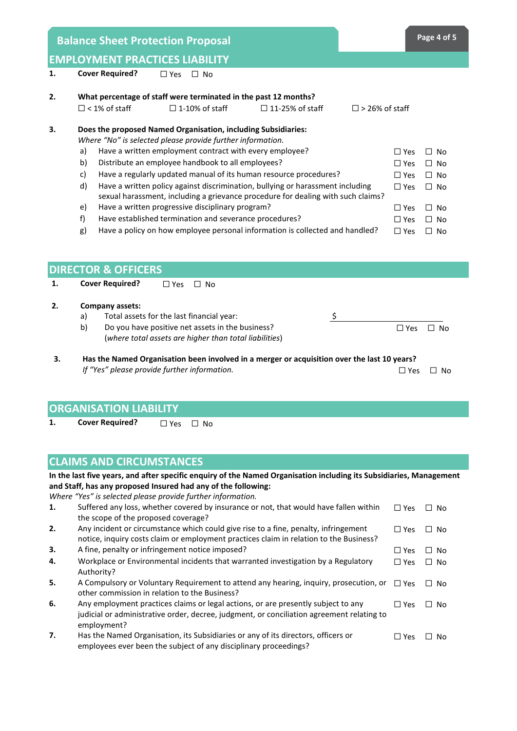# Balance Sheet Protection Proposal

## EMPLOYMENT PRACTICES LIABILITY

**1.** **Cover Required?** ☐ Yes ☐ No

**2.** **What percentage of staff were terminated in the past 12 months?**

☐ < 1% of staff ☐ 1-10% of staff ☐ 11-25% of staff ☐ > 26% of staff

**3.** **Does the proposed Named Organisation, including Subsidiaries:**

*Where "No" is selected please provide further information.*

| | | | |
|---|---|---|---|
| a) | Have a written employment contract with every employee? | ☐ Yes | ☐ No |
| b) | Distribute an employee handbook to all employees? | ☐ Yes | ☐ No |
| c) | Have a regularly updated manual of its human resource procedures? | ☐ Yes | ☐ No |
| d) | Have a written policy against discrimination, bullying or harassment including sexual harassment, including a grievance procedure for dealing with such claims? | ☐ Yes | ☐ No |
| e) | Have a written progressive disciplinary program? | ☐ Yes | ☐ No |
| f) | Have established termination and severance procedures? | ☐ Yes | ☐ No |
| g) | Have a policy on how employee personal information is collected and handled? | ☐ Yes | ☐ No |

## DIRECTOR & OFFICERS

**1.** **Cover Required?** ☐ Yes ☐ No

**2.** **Company assets:**

a) Total assets for the last financial year: $ ____________________

b) Do you have positive net assets in the business? ☐ Yes ☐ No
(*where total assets are higher than total liabilities*)

**3.** **Has the Named Organisation been involved in a merger or acquisition over the last 10 years?**
*If "Yes" please provide further information.* ☐ Yes ☐ No

## ORGANISATION LIABILITY

**1.** **Cover Required?** ☐ Yes ☐ No

## CLAIMS AND CIRCUMSTANCES

**In the last five years, and after specific enquiry of the Named Organisation including its Subsidiaries, Management and Staff, has any proposed Insured had any of the following:**

*Where "Yes" is selected please provide further information.*

| | | | |
|---|---|---|---|
| **1.** | Suffered any loss, whether covered by insurance or not, that would have fallen within the scope of the proposed coverage? | ☐ Yes | ☐ No |
| **2.** | Any incident or circumstance which could give rise to a fine, penalty, infringement notice, inquiry costs claim or employment practices claim in relation to the Business? | ☐ Yes | ☐ No |
| **3.** | A fine, penalty or infringement notice imposed? | ☐ Yes | ☐ No |
| **4.** | Workplace or Environmental incidents that warranted investigation by a Regulatory Authority? | ☐ Yes | ☐ No |
| **5.** | A Compulsory or Voluntary Requirement to attend any hearing, inquiry, prosecution, or other commission in relation to the Business? | ☐ Yes | ☐ No |
| **6.** | Any employment practices claims or legal actions, or are presently subject to any judicial or administrative order, decree, judgment, or conciliation agreement relating to employment? | ☐ Yes | ☐ No |
| **7.** | Has the Named Organisation, its Subsidiaries or any of its directors, officers or employees ever been the subject of any disciplinary proceedings? | ☐ Yes | ☐ No |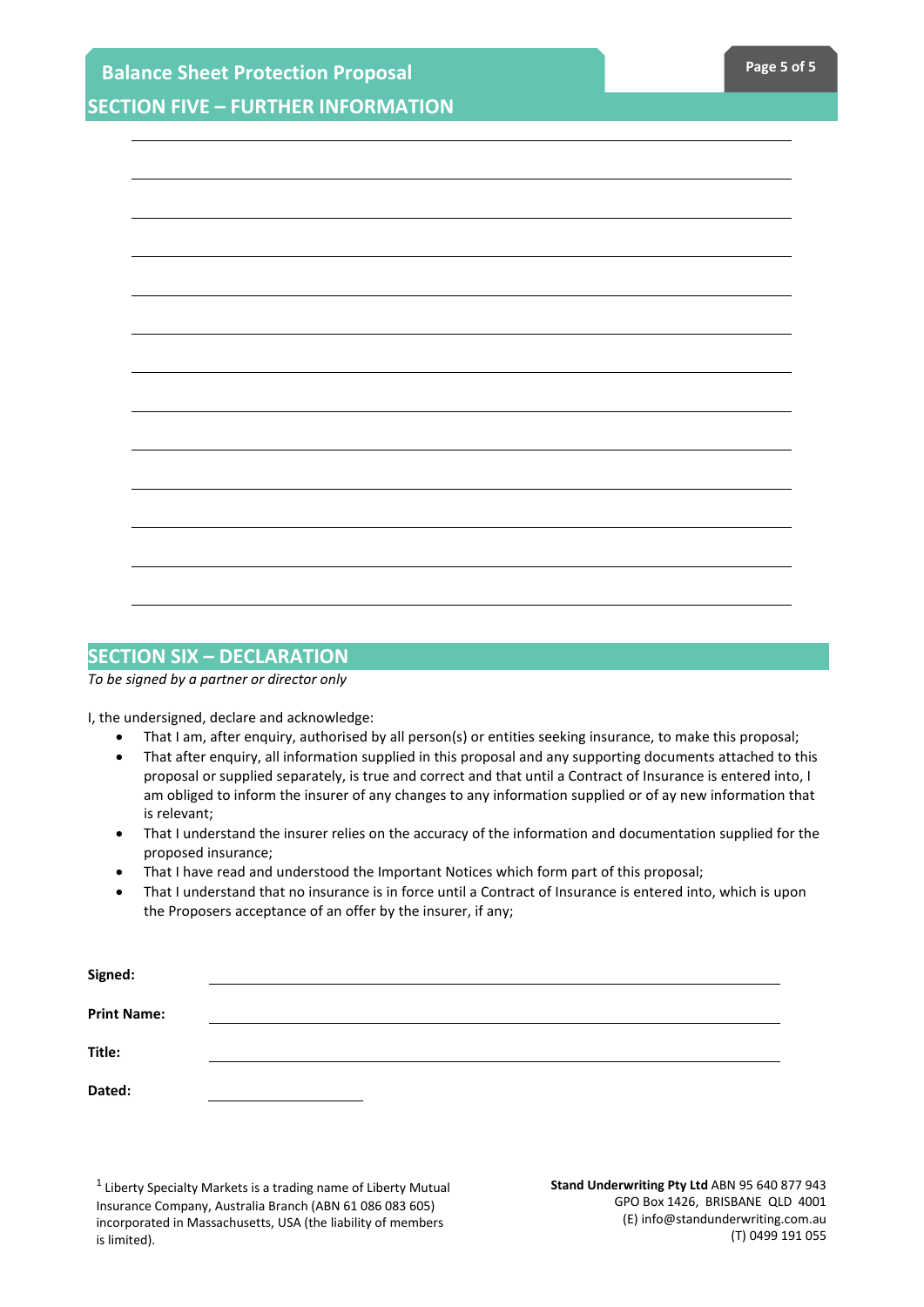## SECTION FIVE – FURTHER INFORMATION

## SECTION SIX – DECLARATION

*To be signed by a partner or director only*

I, the undersigned, declare and acknowledge:

- That I am, after enquiry, authorised by all person(s) or entities seeking insurance, to make this proposal;
- That after enquiry, all information supplied in this proposal and any supporting documents attached to this proposal or supplied separately, is true and correct and that until a Contract of Insurance is entered into, I am obliged to inform the insurer of any changes to any information supplied or of ay new information that is relevant;
- That I understand the insurer relies on the accuracy of the information and documentation supplied for the proposed insurance;
- That I have read and understood the Important Notices which form part of this proposal;
- That I understand that no insurance is in force until a Contract of Insurance is entered into, which is upon the Proposers acceptance of an offer by the insurer, if any;

**Signed:** ______________________________

**Print Name:** ______________________________

**Title:** ______________________________

**Dated:** ______________

[1] Liberty Specialty Markets is a trading name of Liberty Mutual Insurance Company, Australia Branch (ABN 61 086 083 605) incorporated in Massachusetts, USA (the liability of members is limited).

**Stand Underwriting Pty Ltd** ABN 95 640 877 943
GPO Box 1426, BRISBANE QLD 4001
(E) info@standunderwriting.com.au
(T) 0499 191 055